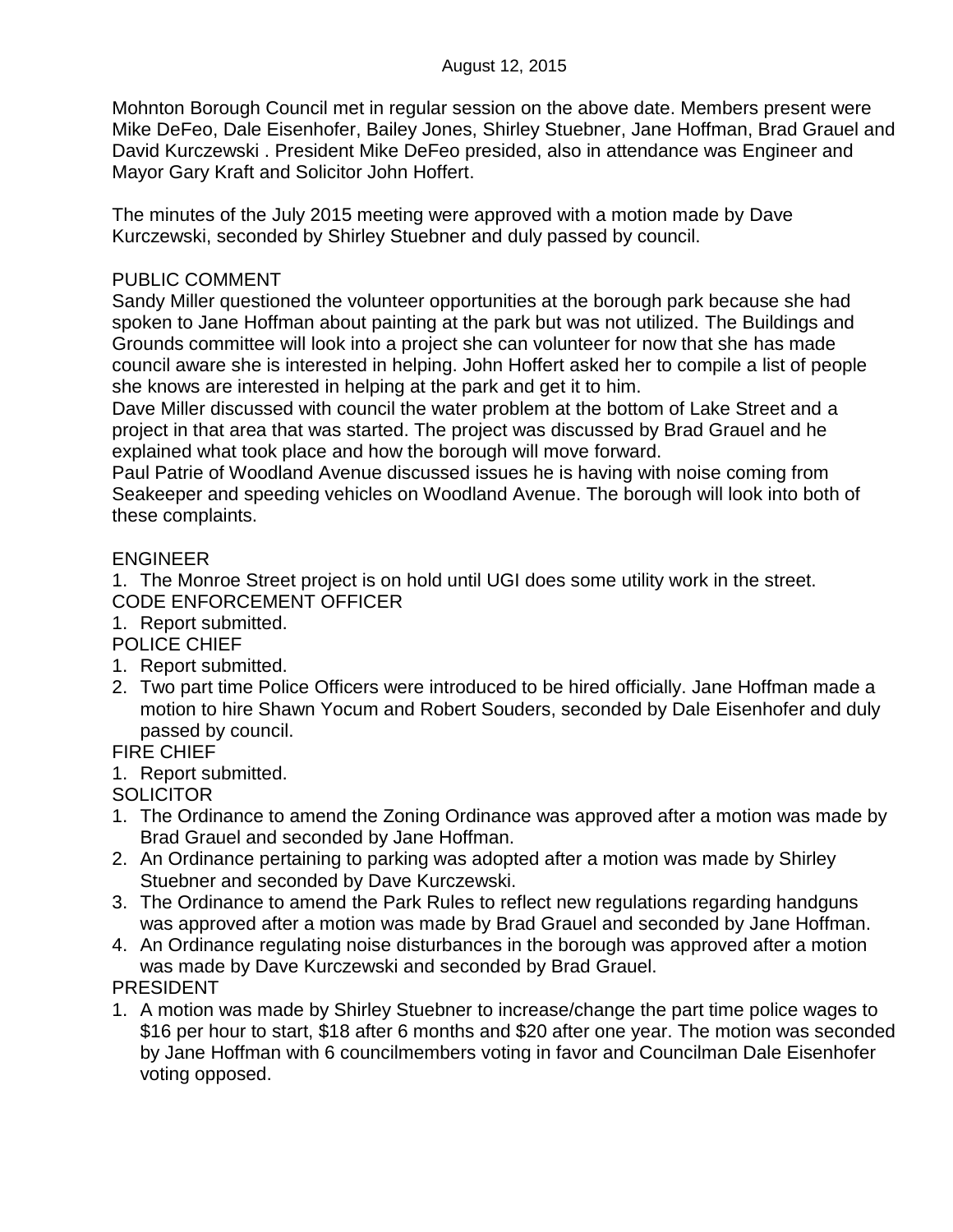August 12, 2015

Mohnton Borough Council met in regular session on the above date. Members present were Mike DeFeo, Dale Eisenhofer, Bailey Jones, Shirley Stuebner, Jane Hoffman, Brad Grauel and David Kurczewski . President Mike DeFeo presided, also in attendance was Engineer and Mayor Gary Kraft and Solicitor John Hoffert.

The minutes of the July 2015 meeting were approved with a motion made by Dave Kurczewski, seconded by Shirley Stuebner and duly passed by council.

PUBLIC COMMENT

Sandy Miller questioned the volunteer opportunities at the borough park because she had spoken to Jane Hoffman about painting at the park but was not utilized. The Buildings and Grounds committee will look into a project she can volunteer for now that she has made council aware she is interested in helping. John Hoffert asked her to compile a list of people she knows are interested in helping at the park and get it to him.

Dave Miller discussed with council the water problem at the bottom of Lake Street and a project in that area that was started. The project was discussed by Brad Grauel and he explained what took place and how the borough will move forward.

Paul Patrie of Woodland Avenue discussed issues he is having with noise coming from Seakeeper and speeding vehicles on Woodland Avenue. The borough will look into both of these complaints.

ENGINEER

1. The Monroe Street project is on hold until UGI does some utility work in the street.

CODE ENFORCEMENT OFFICER

1. Report submitted.

POLICE CHIEF

1. Report submitted.
2. Two part time Police Officers were introduced to be hired officially. Jane Hoffman made a motion to hire Shawn Yocum and Robert Souders, seconded by Dale Eisenhofer and duly passed by council.

FIRE CHIEF

1. Report submitted.

SOLICITOR

1. The Ordinance to amend the Zoning Ordinance was approved after a motion was made by Brad Grauel and seconded by Jane Hoffman.
2. An Ordinance pertaining to parking was adopted after a motion was made by Shirley Stuebner and seconded by Dave Kurczewski.
3. The Ordinance to amend the Park Rules to reflect new regulations regarding handguns was approved after a motion was made by Brad Grauel and seconded by Jane Hoffman.
4. An Ordinance regulating noise disturbances in the borough was approved after a motion was made by Dave Kurczewski and seconded by Brad Grauel.

PRESIDENT

1. A motion was made by Shirley Stuebner to increase/change the part time police wages to \$16 per hour to start, \$18 after 6 months and \$20 after one year. The motion was seconded by Jane Hoffman with 6 councilmembers voting in favor and Councilman Dale Eisenhofer voting opposed.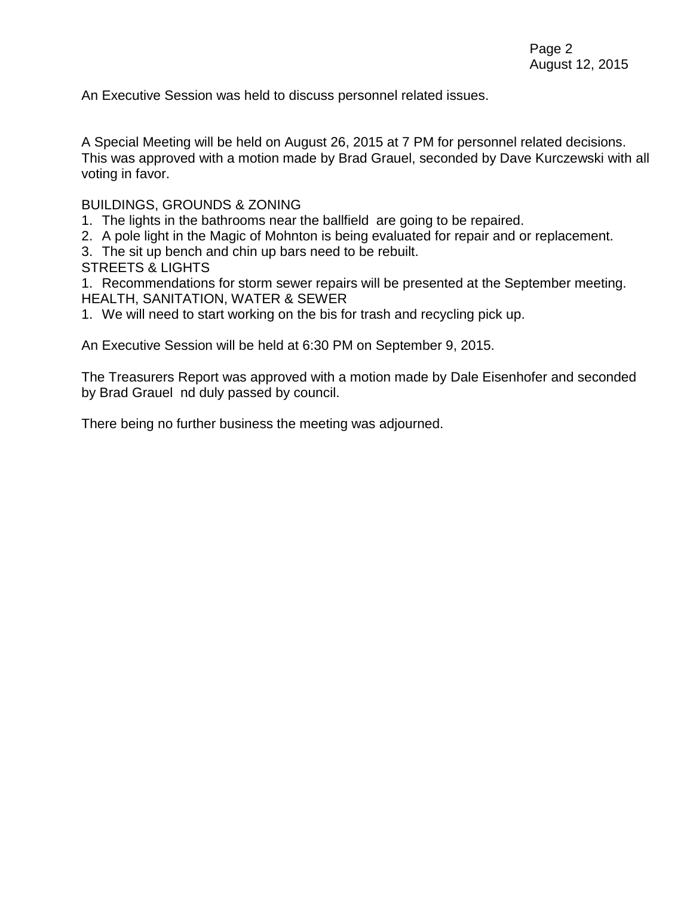An Executive Session was held to discuss personnel related issues.

A Special Meeting will be held on August 26, 2015 at 7 PM for personnel related decisions. This was approved with a motion made by Brad Grauel, seconded by Dave Kurczewski with all voting in favor.

BUILDINGS, GROUNDS & ZONING

1. The lights in the bathrooms near the ballfield are going to be repaired.
2. A pole light in the Magic of Mohnton is being evaluated for repair and or replacement.
3. The sit up bench and chin up bars need to be rebuilt.

STREETS & LIGHTS

1. Recommendations for storm sewer repairs will be presented at the September meeting.

HEALTH, SANITATION, WATER & SEWER

1. We will need to start working on the bis for trash and recycling pick up.

An Executive Session will be held at 6:30 PM on September 9, 2015.

The Treasurers Report was approved with a motion made by Dale Eisenhofer and seconded by Brad Grauel nd duly passed by council.

There being no further business the meeting was adjourned.